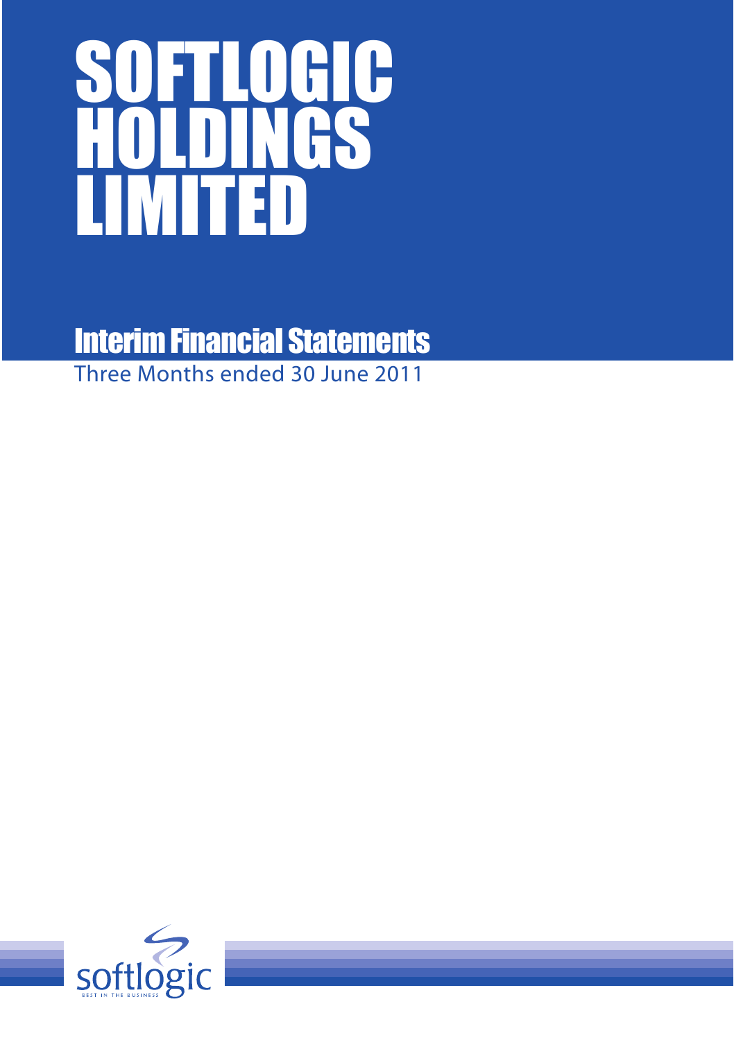# SOFTLOGIC HOLDINGS LIMITED

## Interim Financial Statements

Three Months ended 30 June 2011

softlogic

BEST IN THE BUSINESS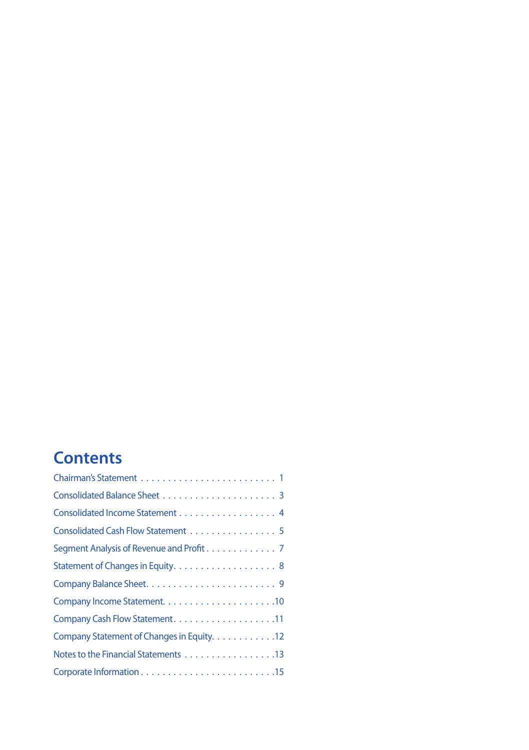# Contents

| | |
|---|---|
| Chairman's Statement | 1 |
| Consolidated Balance Sheet | 3 |
| Consolidated Income Statement | 4 |
| Consolidated Cash Flow Statement | 5 |
| Segment Analysis of Revenue and Profit | 7 |
| Statement of Changes in Equity | 8 |
| Company Balance Sheet | 9 |
| Company Income Statement | 10 |
| Company Cash Flow Statement | 11 |
| Company Statement of Changes in Equity | 12 |
| Notes to the Financial Statements | 13 |
| Corporate Information | 15 |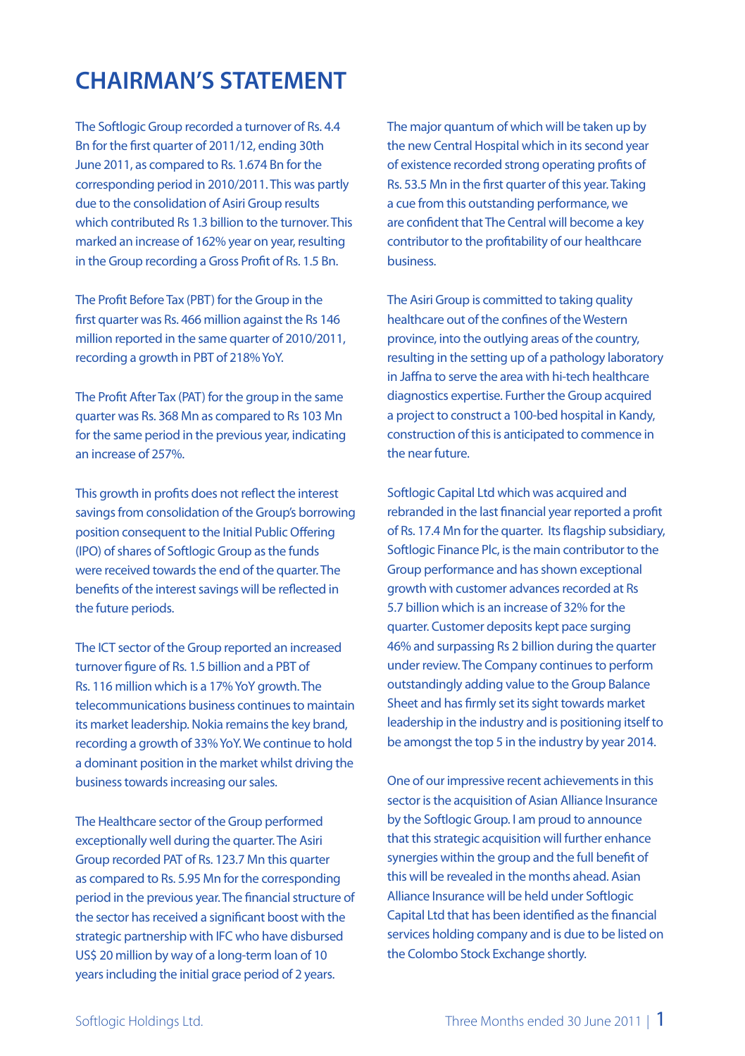# CHAIRMAN'S STATEMENT

The Softlogic Group recorded a turnover of Rs. 4.4 Bn for the first quarter of 2011/12, ending 30th June 2011, as compared to Rs. 1.674 Bn for the corresponding period in 2010/2011. This was partly due to the consolidation of Asiri Group results which contributed Rs 1.3 billion to the turnover. This marked an increase of 162% year on year, resulting in the Group recording a Gross Profit of Rs. 1.5 Bn.

The Profit Before Tax (PBT) for the Group in the first quarter was Rs. 466 million against the Rs 146 million reported in the same quarter of 2010/2011, recording a growth in PBT of 218% YoY.

The Profit After Tax (PAT) for the group in the same quarter was Rs. 368 Mn as compared to Rs 103 Mn for the same period in the previous year, indicating an increase of 257%.

This growth in profits does not reflect the interest savings from consolidation of the Group's borrowing position consequent to the Initial Public Offering (IPO) of shares of Softlogic Group as the funds were received towards the end of the quarter. The benefits of the interest savings will be reflected in the future periods.

The ICT sector of the Group reported an increased turnover figure of Rs. 1.5 billion and a PBT of Rs. 116 million which is a 17% YoY growth. The telecommunications business continues to maintain its market leadership. Nokia remains the key brand, recording a growth of 33% YoY. We continue to hold a dominant position in the market whilst driving the business towards increasing our sales.

The Healthcare sector of the Group performed exceptionally well during the quarter. The Asiri Group recorded PAT of Rs. 123.7 Mn this quarter as compared to Rs. 5.95 Mn for the corresponding period in the previous year. The financial structure of the sector has received a significant boost with the strategic partnership with IFC who have disbursed US$ 20 million by way of a long-term loan of 10 years including the initial grace period of 2 years. The major quantum of which will be taken up by the new Central Hospital which in its second year of existence recorded strong operating profits of Rs. 53.5 Mn in the first quarter of this year. Taking a cue from this outstanding performance, we are confident that The Central will become a key contributor to the profitability of our healthcare business.

The Asiri Group is committed to taking quality healthcare out of the confines of the Western province, into the outlying areas of the country, resulting in the setting up of a pathology laboratory in Jaffna to serve the area with hi-tech healthcare diagnostics expertise. Further the Group acquired a project to construct a 100-bed hospital in Kandy, construction of this is anticipated to commence in the near future.

Softlogic Capital Ltd which was acquired and rebranded in the last financial year reported a profit of Rs. 17.4 Mn for the quarter. Its flagship subsidiary, Softlogic Finance Plc, is the main contributor to the Group performance and has shown exceptional growth with customer advances recorded at Rs 5.7 billion which is an increase of 32% for the quarter. Customer deposits kept pace surging 46% and surpassing Rs 2 billion during the quarter under review. The Company continues to perform outstandingly adding value to the Group Balance Sheet and has firmly set its sight towards market leadership in the industry and is positioning itself to be amongst the top 5 in the industry by year 2014.

One of our impressive recent achievements in this sector is the acquisition of Asian Alliance Insurance by the Softlogic Group. I am proud to announce that this strategic acquisition will further enhance synergies within the group and the full benefit of this will be revealed in the months ahead. Asian Alliance Insurance will be held under Softlogic Capital Ltd that has been identified as the financial services holding company and is due to be listed on the Colombo Stock Exchange shortly.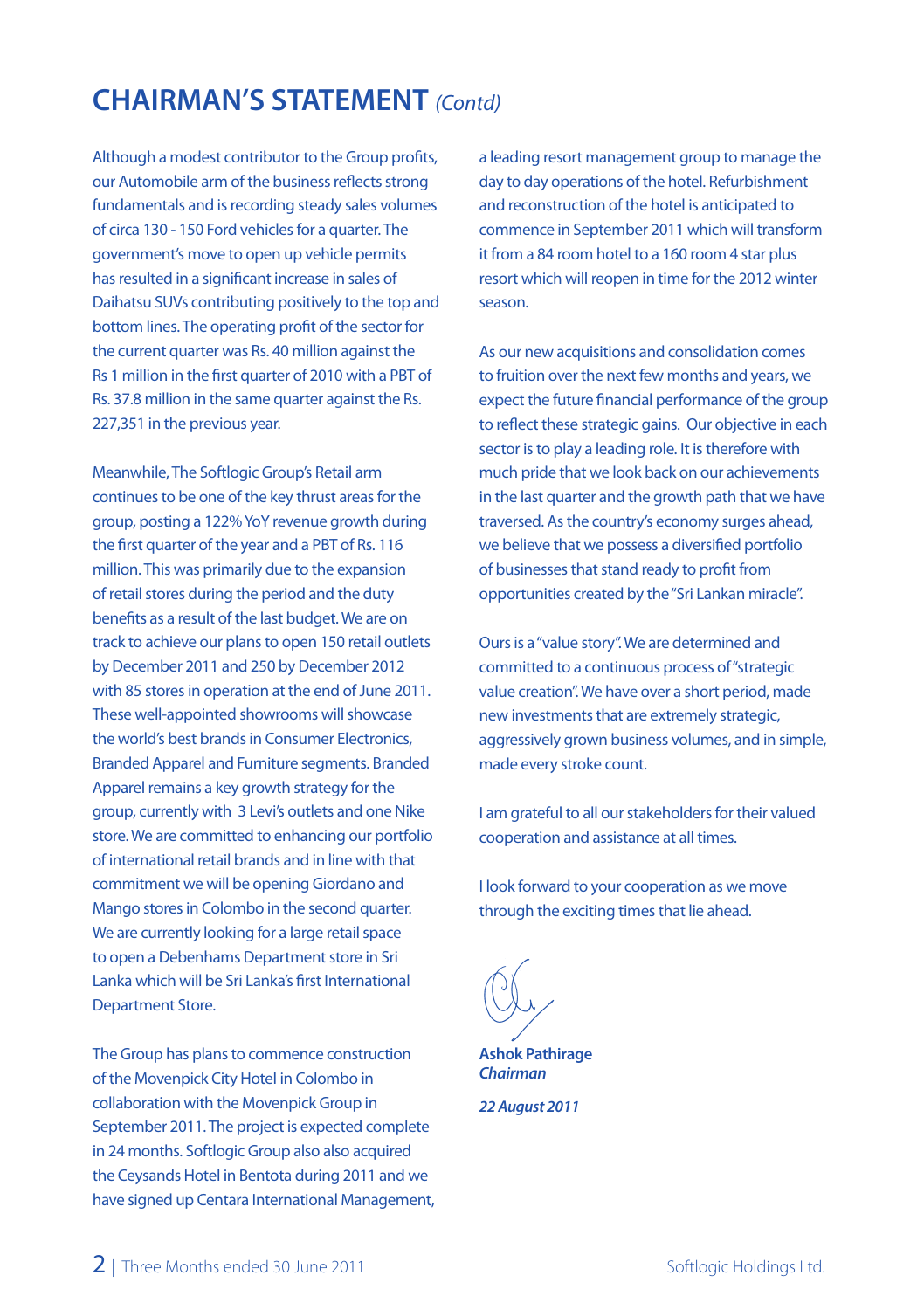# CHAIRMAN'S STATEMENT *(Contd)*

Although a modest contributor to the Group profits, our Automobile arm of the business reflects strong fundamentals and is recording steady sales volumes of circa 130 - 150 Ford vehicles for a quarter. The government's move to open up vehicle permits has resulted in a significant increase in sales of Daihatsu SUVs contributing positively to the top and bottom lines. The operating profit of the sector for the current quarter was Rs. 40 million against the Rs 1 million in the first quarter of 2010 with a PBT of Rs. 37.8 million in the same quarter against the Rs. 227,351 in the previous year.

Meanwhile, The Softlogic Group's Retail arm continues to be one of the key thrust areas for the group, posting a 122% YoY revenue growth during the first quarter of the year and a PBT of Rs. 116 million. This was primarily due to the expansion of retail stores during the period and the duty benefits as a result of the last budget. We are on track to achieve our plans to open 150 retail outlets by December 2011 and 250 by December 2012 with 85 stores in operation at the end of June 2011. These well-appointed showrooms will showcase the world's best brands in Consumer Electronics, Branded Apparel and Furniture segments. Branded Apparel remains a key growth strategy for the group, currently with 3 Levi's outlets and one Nike store. We are committed to enhancing our portfolio of international retail brands and in line with that commitment we will be opening Giordano and Mango stores in Colombo in the second quarter. We are currently looking for a large retail space to open a Debenhams Department store in Sri Lanka which will be Sri Lanka's first International Department Store.

The Group has plans to commence construction of the Movenpick City Hotel in Colombo in collaboration with the Movenpick Group in September 2011. The project is expected complete in 24 months. Softlogic Group also also acquired the Ceysands Hotel in Bentota during 2011 and we have signed up Centara International Management, a leading resort management group to manage the day to day operations of the hotel. Refurbishment and reconstruction of the hotel is anticipated to commence in September 2011 which will transform it from a 84 room hotel to a 160 room 4 star plus resort which will reopen in time for the 2012 winter season.

As our new acquisitions and consolidation comes to fruition over the next few months and years, we expect the future financial performance of the group to reflect these strategic gains. Our objective in each sector is to play a leading role. It is therefore with much pride that we look back on our achievements in the last quarter and the growth path that we have traversed. As the country's economy surges ahead, we believe that we possess a diversified portfolio of businesses that stand ready to profit from opportunities created by the "Sri Lankan miracle".

Ours is a "value story". We are determined and committed to a continuous process of "strategic value creation". We have over a short period, made new investments that are extremely strategic, aggressively grown business volumes, and in simple, made every stroke count.

I am grateful to all our stakeholders for their valued cooperation and assistance at all times.

I look forward to your cooperation as we move through the exciting times that lie ahead.

**Ashok Pathirage**
***Chairman***

***22 August 2011***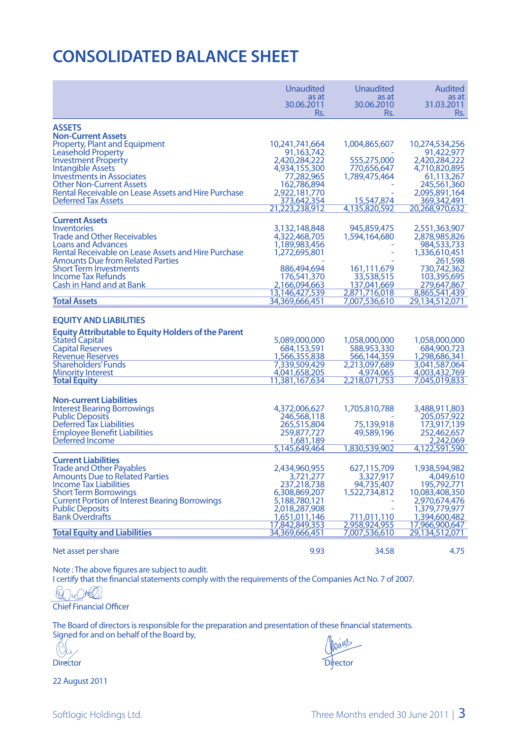# CONSOLIDATED BALANCE SHEET

| | Unaudited as at 30.06.2011 Rs. | Unaudited as at 30.06.2010 Rs. | Audited as at 31.03.2011 Rs. |
|---|---|---|---|
| **ASSETS** | | | |
| **Non-Current Assets** | | | |
| Property, Plant and Equipment | 10,241,741,664 | 1,004,865,607 | 10,274,534,256 |
| Leasehold Property | 91,163,742 | - | 91,422,977 |
| Investment Property | 2,420,284,222 | 555,275,000 | 2,420,284,222 |
| Intangible Assets | 4,934,155,300 | 770,656,647 | 4,710,820,895 |
| Investments in Associates | 77,282,965 | 1,789,475,464 | 61,113,267 |
| Other Non-Current Assets | 162,786,894 | - | 245,561,360 |
| Rental Receivable on Lease Assets and Hire Purchase | 2,922,181,770 | - | 2,095,891,164 |
| Deferred Tax Assets | 373,642,354 | 15,547,874 | 369,342,491 |
| | 21,223,238,912 | 4,135,820,592 | 20,268,970,632 |
| **Current Assets** | | | |
| Inventories | 3,132,148,848 | 945,859,475 | 2,551,363,907 |
| Trade and Other Receivables | 4,322,468,705 | 1,594,164,680 | 2,878,985,826 |
| Loans and Advances | 1,189,983,456 | - | 984,533,733 |
| Rental Receivable on Lease Assets and Hire Purchase | 1,272,695,801 | - | 1,336,610,451 |
| Amounts Due from Related Parties | - | - | 261,598 |
| Short Term Investments | 886,494,694 | 161,111,679 | 730,742,362 |
| Income Tax Refunds | 176,531,370 | 33,538,515 | 103,395,695 |
| Cash in Hand and at Bank | 2,166,094,663 | 137,041,669 | 279,647,867 |
| | 13,146,427,539 | 2,871,716,018 | 8,865,541,439 |
| **Total Assets** | 34,369,666,451 | 7,007,536,610 | 29,134,512,071 |
| **EQUITY AND LIABILITIES** | | | |
| **Equity Attributable to Equity Holders of the Parent** | | | |
| Stated Capital | 5,089,000,000 | 1,058,000,000 | 1,058,000,000 |
| Capital Reserves | 684,153,591 | 588,953,330 | 684,900,723 |
| Revenue Reserves | 1,566,355,838 | 566,144,359 | 1,298,686,341 |
| Shareholders' Funds | 7,339,509,429 | 2,213,097,689 | 3,041,587,064 |
| Minority Interest | 4,041,658,205 | 4,974,065 | 4,003,432,769 |
| **Total Equity** | 11,381,167,634 | 2,218,071,753 | 7,045,019,833 |
| **Non-current Liabilities** | | | |
| Interest Bearing Borrowings | 4,372,006,627 | 1,705,810,788 | 3,488,911,803 |
| Public Deposits | 246,568,118 | - | 205,057,922 |
| Deferred Tax Liabilities | 265,515,804 | 75,139,918 | 173,917,139 |
| Employee Benefit Liabilities | 259,877,727 | 49,589,196 | 252,462,657 |
| Deferred Income | 1,681,189 | - | 2,242,069 |
| | 5,145,649,464 | 1,830,539,902 | 4,122,591,590 |
| **Current Liabilities** | | | |
| Trade and Other Payables | 2,434,960,955 | 627,115,709 | 1,938,594,982 |
| Amounts Due to Related Parties | 3,721,277 | 3,327,917 | 4,049,610 |
| Income Tax Liabilities | 237,218,738 | 94,735,407 | 195,792,771 |
| Short Term Borrowings | 6,308,869,207 | 1,522,734,812 | 10,083,408,350 |
| Current Portion of Interest Bearing Borrowings | 5,188,780,121 | - | 2,970,674,476 |
| Public Deposits | 2,018,287,908 | - | 1,379,779,977 |
| Bank Overdrafts | 1,651,011,146 | 711,011,110 | 1,394,600,482 |
| | 17,842,849,353 | 2,958,924,955 | 17,966,900,647 |
| **Total Equity and Liabilities** | 34,369,666,451 | 7,007,536,610 | 29,134,512,071 |
| Net asset per share | 9.93 | 34.58 | 4.75 |

Note : The above figures are subject to audit.

I certify that the financial statements comply with the requirements of the Companies Act No. 7 of 2007.

Chief Financial Officer

The Board of directors is responsible for the preparation and presentation of these financial statements.
Signed for and on behalf of the Board by,

Director

Director

22 August 2011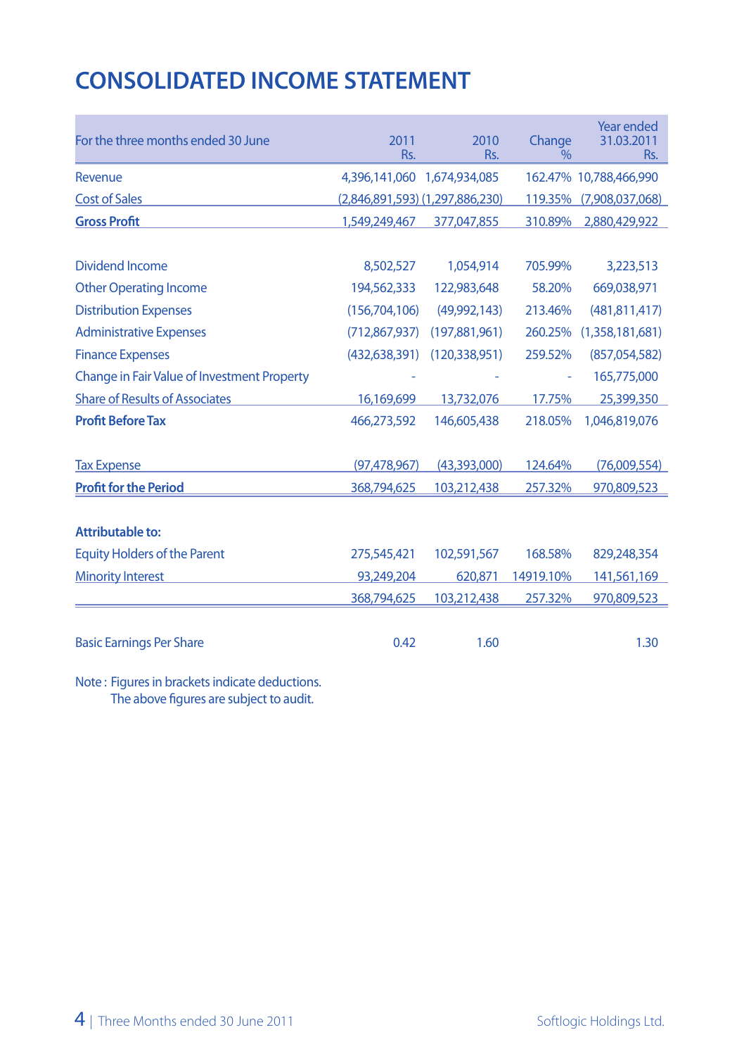# CONSOLIDATED INCOME STATEMENT

| For the three months ended 30 June | 2011 Rs. | 2010 Rs. | Change % | Year ended 31.03.2011 Rs. |
|---|---|---|---|---|
| Revenue | 4,396,141,060 | 1,674,934,085 | 162.47% | 10,788,466,990 |
| Cost of Sales | (2,846,891,593) | (1,297,886,230) | 119.35% | (7,908,037,068) |
| **Gross Profit** | 1,549,249,467 | 377,047,855 | 310.89% | 2,880,429,922 |
| | | | | |
| Dividend Income | 8,502,527 | 1,054,914 | 705.99% | 3,223,513 |
| Other Operating Income | 194,562,333 | 122,983,648 | 58.20% | 669,038,971 |
| Distribution Expenses | (156,704,106) | (49,992,143) | 213.46% | (481,811,417) |
| Administrative Expenses | (712,867,937) | (197,881,961) | 260.25% | (1,358,181,681) |
| Finance Expenses | (432,638,391) | (120,338,951) | 259.52% | (857,054,582) |
| Change in Fair Value of Investment Property | - | - | - | 165,775,000 |
| Share of Results of Associates | 16,169,699 | 13,732,076 | 17.75% | 25,399,350 |
| **Profit Before Tax** | 466,273,592 | 146,605,438 | 218.05% | 1,046,819,076 |
| | | | | |
| Tax Expense | (97,478,967) | (43,393,000) | 124.64% | (76,009,554) |
| **Profit for the Period** | 368,794,625 | 103,212,438 | 257.32% | 970,809,523 |
| | | | | |
| **Attributable to:** | | | | |
| Equity Holders of the Parent | 275,545,421 | 102,591,567 | 168.58% | 829,248,354 |
| Minority Interest | 93,249,204 | 620,871 | 14919.10% | 141,561,169 |
| | 368,794,625 | 103,212,438 | 257.32% | 970,809,523 |
| | | | | |
| Basic Earnings Per Share | 0.42 | 1.60 | | 1.30 |

Note : Figures in brackets indicate deductions.
The above figures are subject to audit.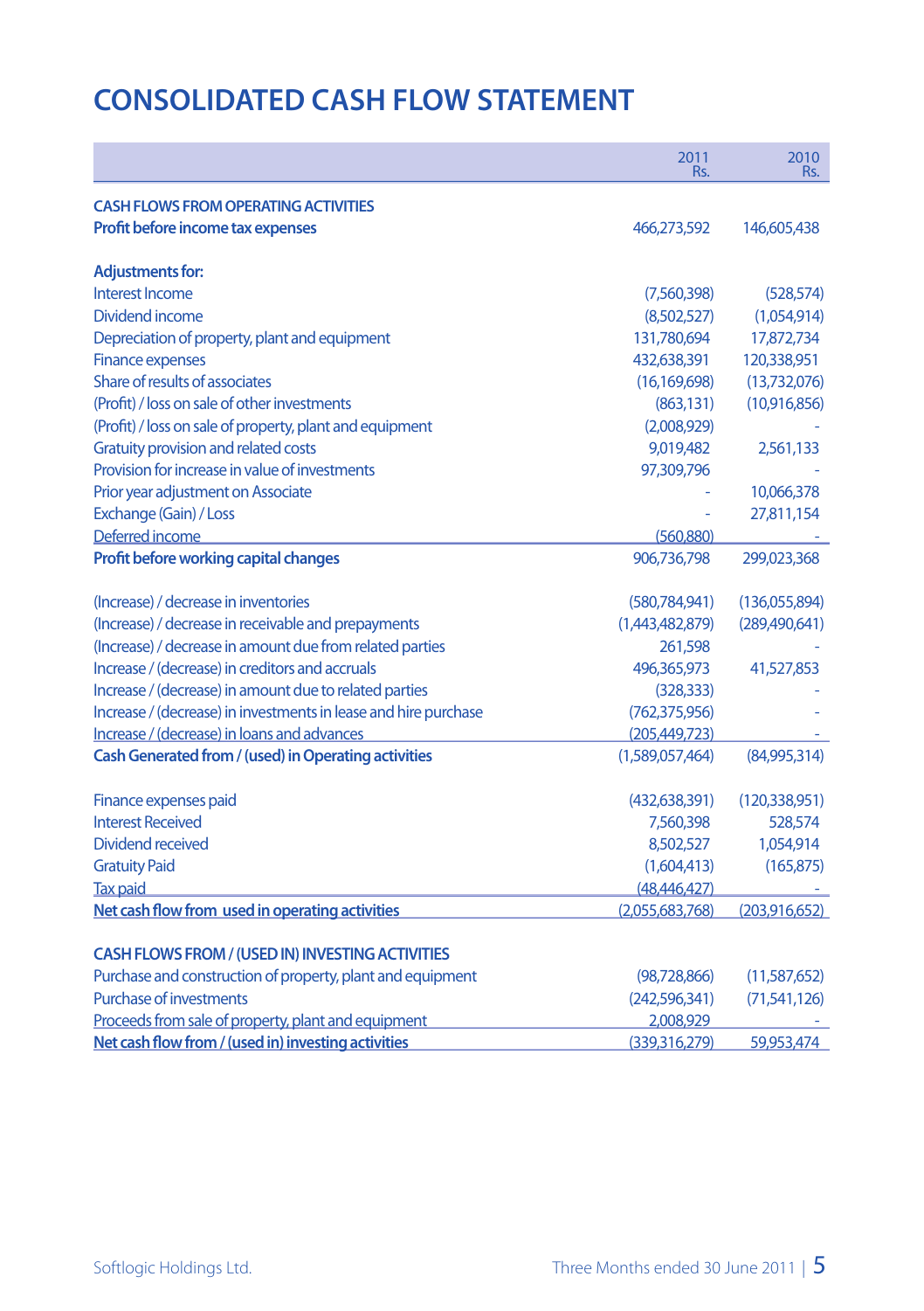# CONSOLIDATED CASH FLOW STATEMENT

| | 2011 Rs. | 2010 Rs. |
|---|---|---|
| **CASH FLOWS FROM OPERATING ACTIVITIES** | | |
| **Profit before income tax expenses** | 466,273,592 | 146,605,438 |
| **Adjustments for:** | | |
| Interest Income | (7,560,398) | (528,574) |
| Dividend income | (8,502,527) | (1,054,914) |
| Depreciation of property, plant and equipment | 131,780,694 | 17,872,734 |
| Finance expenses | 432,638,391 | 120,338,951 |
| Share of results of associates | (16,169,698) | (13,732,076) |
| (Profit) / loss on sale of other investments | (863,131) | (10,916,856) |
| (Profit) / loss on sale of property, plant and equipment | (2,008,929) | - |
| Gratuity provision and related costs | 9,019,482 | 2,561,133 |
| Provision for increase in value of investments | 97,309,796 | - |
| Prior year adjustment on Associate | - | 10,066,378 |
| Exchange (Gain) / Loss | - | 27,811,154 |
| Deferred income | (560,880) | - |
| **Profit before working capital changes** | 906,736,798 | 299,023,368 |
| (Increase) / decrease in inventories | (580,784,941) | (136,055,894) |
| (Increase) / decrease in receivable and prepayments | (1,443,482,879) | (289,490,641) |
| (Increase) / decrease in amount due from related parties | 261,598 | - |
| Increase / (decrease) in creditors and accruals | 496,365,973 | 41,527,853 |
| Increase / (decrease) in amount due to related parties | (328,333) | - |
| Increase / (decrease) in investments in lease and hire purchase | (762,375,956) | - |
| Increase / (decrease) in loans and advances | (205,449,723) | - |
| **Cash Generated from / (used) in Operating activities** | (1,589,057,464) | (84,995,314) |
| Finance expenses paid | (432,638,391) | (120,338,951) |
| Interest Received | 7,560,398 | 528,574 |
| Dividend received | 8,502,527 | 1,054,914 |
| Gratuity Paid | (1,604,413) | (165,875) |
| Tax paid | (48,446,427) | - |
| **Net cash flow from used in operating activities** | (2,055,683,768) | (203,916,652) |
| **CASH FLOWS FROM / (USED IN) INVESTING ACTIVITIES** | | |
| Purchase and construction of property, plant and equipment | (98,728,866) | (11,587,652) |
| Purchase of investments | (242,596,341) | (71,541,126) |
| Proceeds from sale of property, plant and equipment | 2,008,929 | - |
| **Net cash flow from / (used in) investing activities** | (339,316,279) | 59,953,474 |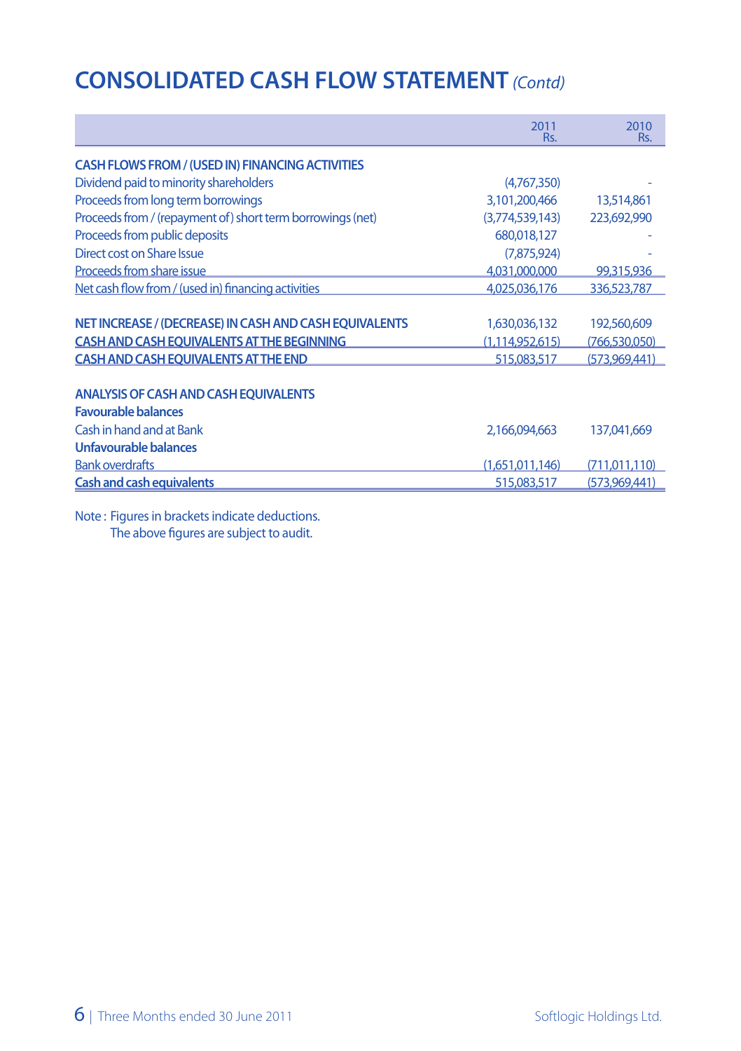# CONSOLIDATED CASH FLOW STATEMENT *(Contd)*

| | 2011 Rs. | 2010 Rs. |
|---|---|---|
| **CASH FLOWS FROM / (USED IN) FINANCING ACTIVITIES** | | |
| Dividend paid to minority shareholders | (4,767,350) | - |
| Proceeds from long term borrowings | 3,101,200,466 | 13,514,861 |
| Proceeds from / (repayment of) short term borrowings (net) | (3,774,539,143) | 223,692,990 |
| Proceeds from public deposits | 680,018,127 | - |
| Direct cost on Share Issue | (7,875,924) | - |
| Proceeds from share issue | 4,031,000,000 | 99,315,936 |
| Net cash flow from / (used in) financing activities | 4,025,036,176 | 336,523,787 |
| | | |
| **NET INCREASE / (DECREASE) IN CASH AND CASH EQUIVALENTS** | 1,630,036,132 | 192,560,609 |
| **CASH AND CASH EQUIVALENTS AT THE BEGINNING** | (1,114,952,615) | (766,530,050) |
| **CASH AND CASH EQUIVALENTS AT THE END** | 515,083,517 | (573,969,441) |
| | | |
| **ANALYSIS OF CASH AND CASH EQUIVALENTS** | | |
| **Favourable balances** | | |
| Cash in hand and at Bank | 2,166,094,663 | 137,041,669 |
| **Unfavourable balances** | | |
| Bank overdrafts | (1,651,011,146) | (711,011,110) |
| **Cash and cash equivalents** | 515,083,517 | (573,969,441) |

Note : Figures in brackets indicate deductions.
The above figures are subject to audit.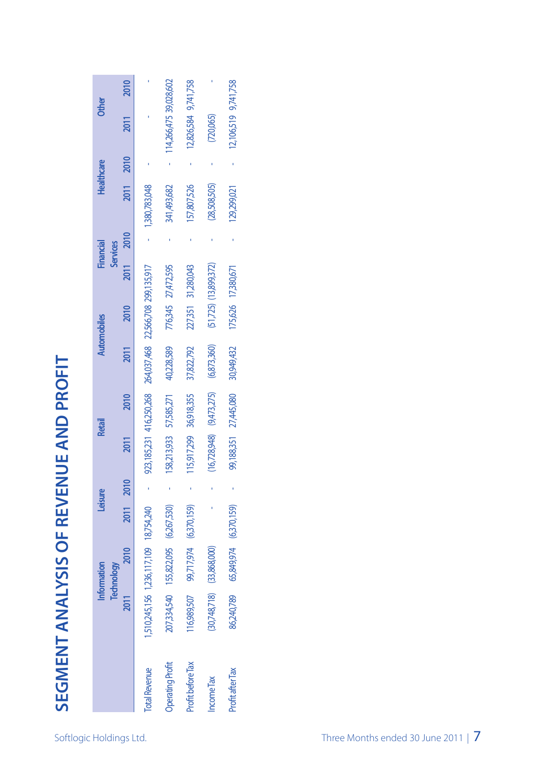# SEGMENT ANALYSIS OF REVENUE AND PROFIT

| | Information Technology | | Leisure | | Retail | | Automobiles | | Financial Services | | Healthcare | | Other | |
|---|---|---|---|---|---|---|---|---|---|---|---|---|---|---|
| | 2011 | 2010 | 2011 | 2010 | 2011 | 2010 | 2011 | 2010 | 2011 | 2010 | 2011 | 2010 | 2011 | 2010 |
| Total Revenue | 1,510,245,156 | 1,236,117,109 | 18,754,240 | - | 923,185,231 | 416,250,268 | 264,037,468 | 22,566,708 | 299,135,917 | - | 1,380,783,048 | - | - | - |
| Operating Profit | 207,334,540 | 155,822,095 | (6,267,530) | - | 158,213,933 | 57,585,271 | 40,228,589 | 776,345 | 27,472,595 | - | 341,493,682 | - | 114,266,475 | 39,028,602 |
| Profit before Tax | 116,989,507 | 99,717,974 | (6,370,159) | - | 115,917,299 | 36,918,355 | 37,822,792 | 227,351 | 31,280,043 | - | 157,807,526 | - | 12,826,584 | 9,741,758 |
| Income Tax | (30,748,718) | (33,868,000) | - | - | (16,728,948) | (9,473,275) | (6,873,360) | (51,725) | (13,899,372) | - | (28,508,505) | - | (720,065) | - |
| Profit after Tax | 86,240,789 | 65,849,974 | (6,370,159) | - | 99,188,351 | 27,445,080 | 30,949,432 | 175,626 | 17,380,671 | - | 129,299,021 | - | 12,106,519 | 9,741,758 |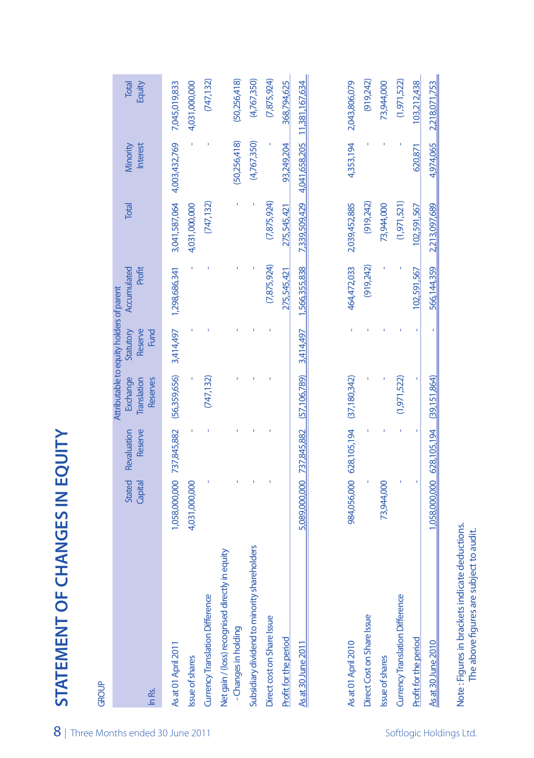# STATEMENT OF CHANGES IN EQUITY

GROUP

| In Rs. | Stated Capital | Revaluation Reserve | Exchange Translation Reserves | Statutory Reserve Fund | Accumulated Profit | Total | Minority Interest | Total Equity |
|---|---|---|---|---|---|---|---|---|
| | Attributable to equity holders of parent | | | | | | | |
| As at 01 April 2011 | 1,058,000,000 | 737,845,882 | (56,359,656) | 3,414,497 | 1,298,686,341 | 3,041,587,064 | 4,003,432,769 | 7,045,019,833 |
| Issue of shares | 4,031,000,000 | - | - | - | - | 4,031,000,000 | - | 4,031,000,000 |
| Currency Translation Difference | - | - | (747,132) | - | - | (747,132) | - | (747,132) |
| Net gain / (loss) recognised directly in equity - Changes in holding | - | - | - | - | - | - | (50,256,418) | (50,256,418) |
| Subsidiary dividend to minority shareholders | - | - | - | - | - | - | (4,767,350) | (4,767,350) |
| Direct cost on Share Issue | - | - | - | - | (7,875,924) | (7,875,924) | - | (7,875,924) |
| Profit for the period | | | | | 275,545,421 | 275,545,421 | 93,249,204 | 368,794,625 |
| As at 30 June 2011 | 5,089,000,000 | 737,845,882 | (57,106,789) | 3,414,497 | 1,566,355,838 | 7,339,509,429 | 4,041,658,205 | 11,381,167,634 |
| | | | | | | | | |
| As at 01 April 2010 | 984,056,000 | 628,105,194 | (37,180,342) | - | 464,472,033 | 2,039,452,885 | 4,353,194 | 2,043,806,079 |
| Direct Cost on Share Issue | - | - | - | - | (919,242) | (919,242) | - | (919,242) |
| Issue of shares | 73,944,000 | - | - | - | - | 73,944,000 | - | 73,944,000 |
| Currency Translation Difference | - | - | (1,971,522) | - | - | (1,971,521) | - | (1,971,522) |
| Profit for the period | - | - | - | - | 102,591,567 | 102,591,567 | 620,871 | 103,212,438 |
| As at 30 June 2010 | 1,058,000,000 | 628,105,194 | (39,151,864) | - | 566,144,359 | 2,213,097,689 | 4,974,065 | 2,218,071,753 |

Note : Figures in brackets indicate deductions.
The above figures are subject to audit.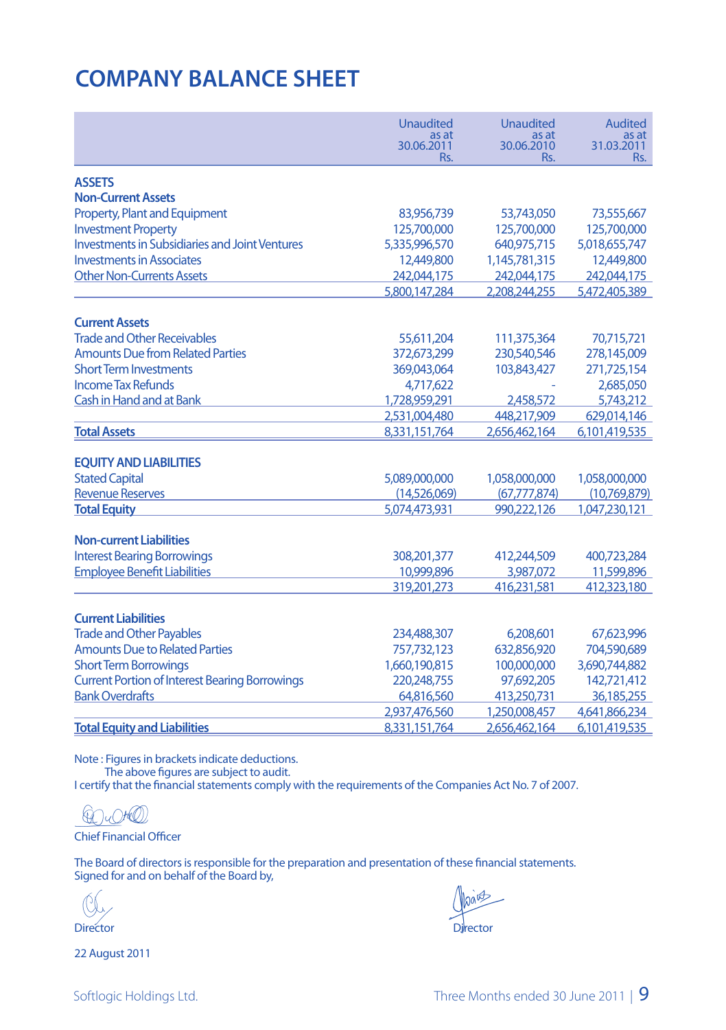# COMPANY BALANCE SHEET

| | Unaudited as at 30.06.2011 Rs. | Unaudited as at 30.06.2010 Rs. | Audited as at 31.03.2011 Rs. |
|---|---|---|---|
| **ASSETS** | | | |
| **Non-Current Assets** | | | |
| Property, Plant and Equipment | 83,956,739 | 53,743,050 | 73,555,667 |
| Investment Property | 125,700,000 | 125,700,000 | 125,700,000 |
| Investments in Subsidiaries and Joint Ventures | 5,335,996,570 | 640,975,715 | 5,018,655,747 |
| Investments in Associates | 12,449,800 | 1,145,781,315 | 12,449,800 |
| Other Non-Currents Assets | 242,044,175 | 242,044,175 | 242,044,175 |
| | 5,800,147,284 | 2,208,244,255 | 5,472,405,389 |
| **Current Assets** | | | |
| Trade and Other Receivables | 55,611,204 | 111,375,364 | 70,715,721 |
| Amounts Due from Related Parties | 372,673,299 | 230,540,546 | 278,145,009 |
| Short Term Investments | 369,043,064 | 103,843,427 | 271,725,154 |
| Income Tax Refunds | 4,717,622 | - | 2,685,050 |
| Cash in Hand and at Bank | 1,728,959,291 | 2,458,572 | 5,743,212 |
| | 2,531,004,480 | 448,217,909 | 629,014,146 |
| **Total Assets** | 8,331,151,764 | 2,656,462,164 | 6,101,419,535 |
| **EQUITY AND LIABILITIES** | | | |
| Stated Capital | 5,089,000,000 | 1,058,000,000 | 1,058,000,000 |
| Revenue Reserves | (14,526,069) | (67,777,874) | (10,769,879) |
| **Total Equity** | 5,074,473,931 | 990,222,126 | 1,047,230,121 |
| **Non-current Liabilities** | | | |
| Interest Bearing Borrowings | 308,201,377 | 412,244,509 | 400,723,284 |
| Employee Benefit Liabilities | 10,999,896 | 3,987,072 | 11,599,896 |
| | 319,201,273 | 416,231,581 | 412,323,180 |
| **Current Liabilities** | | | |
| Trade and Other Payables | 234,488,307 | 6,208,601 | 67,623,996 |
| Amounts Due to Related Parties | 757,732,123 | 632,856,920 | 704,590,689 |
| Short Term Borrowings | 1,660,190,815 | 100,000,000 | 3,690,744,882 |
| Current Portion of Interest Bearing Borrowings | 220,248,755 | 97,692,205 | 142,721,412 |
| Bank Overdrafts | 64,816,560 | 413,250,731 | 36,185,255 |
| | 2,937,476,560 | 1,250,008,457 | 4,641,866,234 |
| **Total Equity and Liabilities** | 8,331,151,764 | 2,656,462,164 | 6,101,419,535 |

Note : Figures in brackets indicate deductions.
The above figures are subject to audit.
I certify that the financial statements comply with the requirements of the Companies Act No. 7 of 2007.

Chief Financial Officer

The Board of directors is responsible for the preparation and presentation of these financial statements.
Signed for and on behalf of the Board by,

Director

Director

22 August 2011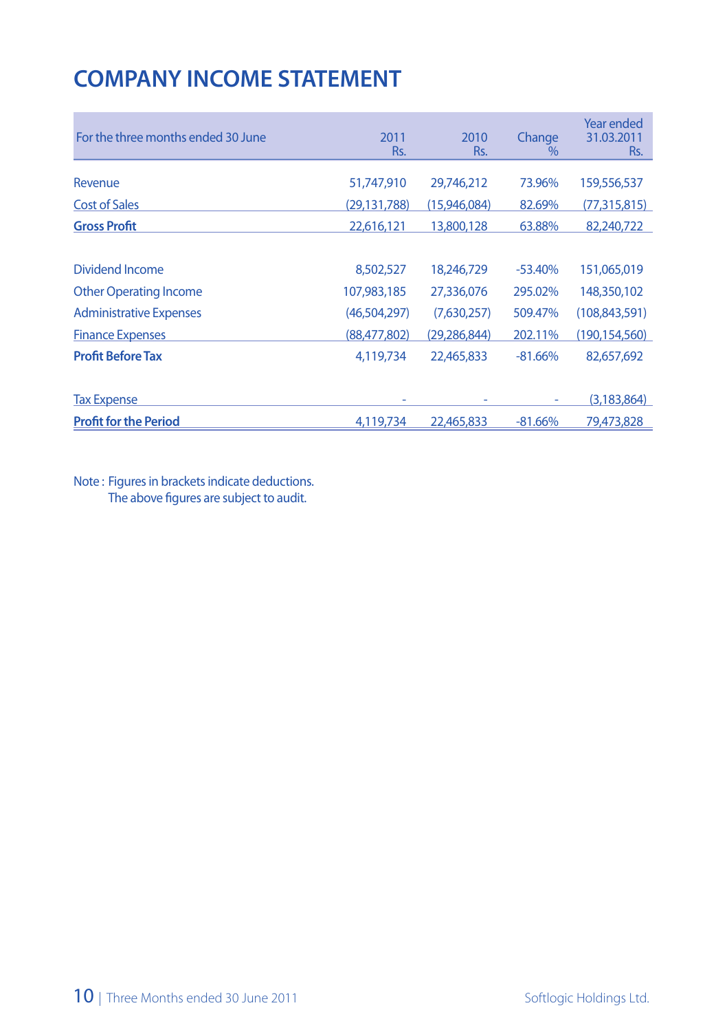# COMPANY INCOME STATEMENT

| For the three months ended 30 June | 2011<br>Rs. | 2010<br>Rs. | Change<br>% | Year ended<br>31.03.2011<br>Rs. |
|---|---|---|---|---|
| Revenue | 51,747,910 | 29,746,212 | 73.96% | 159,556,537 |
| Cost of Sales | (29,131,788) | (15,946,084) | 82.69% | (77,315,815) |
| **Gross Profit** | 22,616,121 | 13,800,128 | 63.88% | 82,240,722 |
| | | | | |
| Dividend Income | 8,502,527 | 18,246,729 | -53.40% | 151,065,019 |
| Other Operating Income | 107,983,185 | 27,336,076 | 295.02% | 148,350,102 |
| Administrative Expenses | (46,504,297) | (7,630,257) | 509.47% | (108,843,591) |
| Finance Expenses | (88,477,802) | (29,286,844) | 202.11% | (190,154,560) |
| **Profit Before Tax** | 4,119,734 | 22,465,833 | -81.66% | 82,657,692 |
| | | | | |
| Tax Expense | - | - | - | (3,183,864) |
| **Profit for the Period** | 4,119,734 | 22,465,833 | -81.66% | 79,473,828 |

Note : Figures in brackets indicate deductions.
The above figures are subject to audit.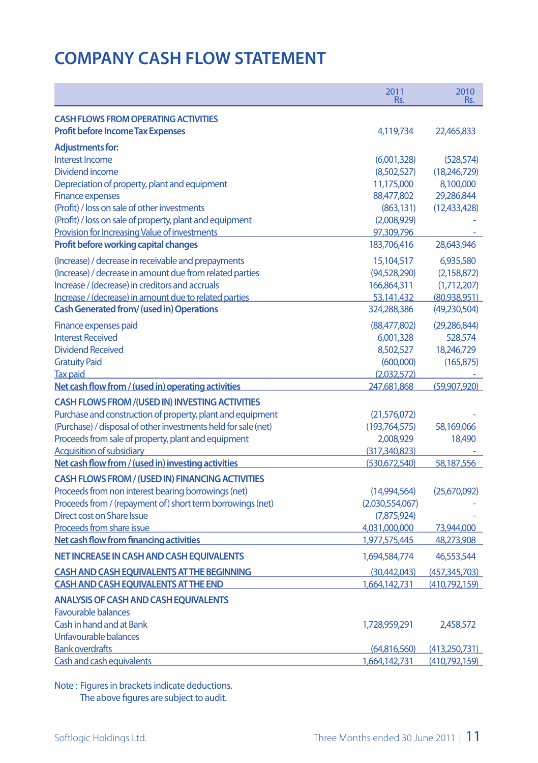# COMPANY CASH FLOW STATEMENT

| | 2011 Rs. | 2010 Rs. |
|---|---|---|
| **CASH FLOWS FROM OPERATING ACTIVITIES** | | |
| **Profit before Income Tax Expenses** | 4,119,734 | 22,465,833 |
| **Adjustments for:** | | |
| Interest Income | (6,001,328) | (528,574) |
| Dividend income | (8,502,527) | (18,246,729) |
| Depreciation of property, plant and equipment | 11,175,000 | 8,100,000 |
| Finance expenses | 88,477,802 | 29,286,844 |
| (Profit) / loss on sale of other investments | (863,131) | (12,433,428) |
| (Profit) / loss on sale of property, plant and equipment | (2,008,929) | - |
| Provision for Increasing Value of investments | 97,309,796 | - |
| **Profit before working capital changes** | 183,706,416 | 28,643,946 |
| (Increase) / decrease in receivable and prepayments | 15,104,517 | 6,935,580 |
| (Increase) / decrease in amount due from related parties | (94,528,290) | (2,158,872) |
| Increase / (decrease) in creditors and accruals | 166,864,311 | (1,712,207) |
| Increase / (decrease) in amount due to related parties | 53,141,432 | (80,938,951) |
| **Cash Generated from/ (used in) Operations** | 324,288,386 | (49,230,504) |
| Finance expenses paid | (88,477,802) | (29,286,844) |
| Interest Received | 6,001,328 | 528,574 |
| Dividend Received | 8,502,527 | 18,246,729 |
| Gratuity Paid | (600,000) | (165,875) |
| Tax paid | (2,032,572) | - |
| **Net cash flow from / (used in) operating activities** | 247,681,868 | (59,907,920) |
| **CASH FLOWS FROM /(USED IN) INVESTING ACTIVITIES** | | |
| Purchase and construction of property, plant and equipment | (21,576,072) | - |
| (Purchase) / disposal of other investments held for sale (net) | (193,764,575) | 58,169,066 |
| Proceeds from sale of property, plant and equipment | 2,008,929 | 18,490 |
| Acquisition of subsidiary | (317,340,823) | - |
| **Net cash flow from / (used in) investing activities** | (530,672,540) | 58,187,556 |
| **CASH FLOWS FROM / (USED IN) FINANCING ACTIVITIES** | | |
| Proceeds from non interest bearing borrowings (net) | (14,994,564) | (25,670,092) |
| Proceeds from / (repayment of) short term borrowings (net) | (2,030,554,067) | - |
| Direct cost on Share Issue | (7,875,924) | - |
| Proceeds from share issue | 4,031,000,000 | 73,944,000 |
| **Net cash flow from financing activities** | 1,977,575,445 | 48,273,908 |
| **NET INCREASE IN CASH AND CASH EQUIVALENTS** | 1,694,584,774 | 46,553,544 |
| **CASH AND CASH EQUIVALENTS AT THE BEGINNING** | (30,442,043) | (457,345,703) |
| **CASH AND CASH EQUIVALENTS AT THE END** | 1,664,142,731 | (410,792,159) |
| **ANALYSIS OF CASH AND CASH EQUIVALENTS** | | |
| Favourable balances | | |
| Cash in hand and at Bank | 1,728,959,291 | 2,458,572 |
| Unfavourable balances | | |
| Bank overdrafts | (64,816,560) | (413,250,731) |
| Cash and cash equivalents | 1,664,142,731 | (410,792,159) |

Note : Figures in brackets indicate deductions.
The above figures are subject to audit.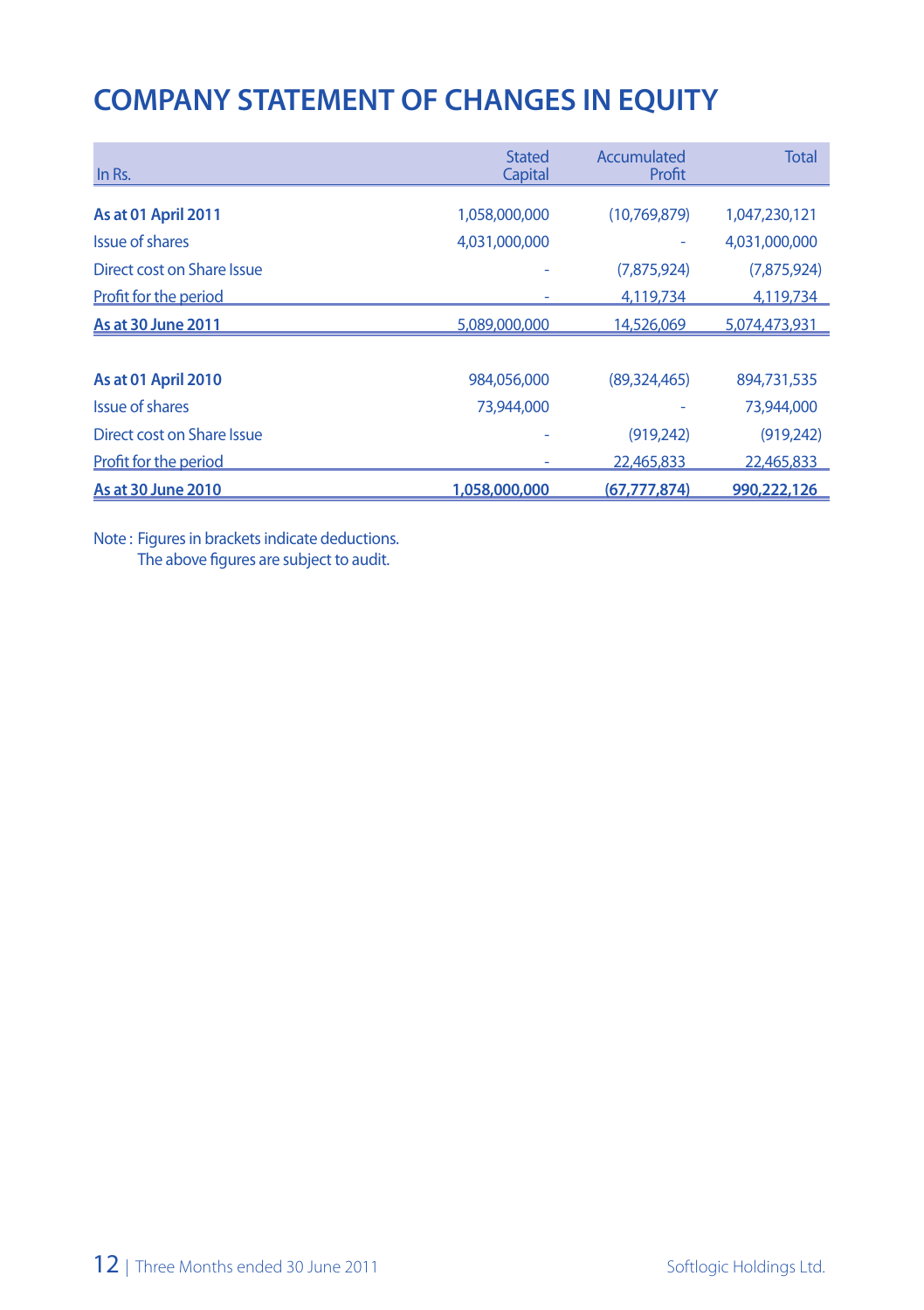# COMPANY STATEMENT OF CHANGES IN EQUITY

| In Rs. | Stated Capital | Accumulated Profit | Total |
|---|---|---|---|
| **As at 01 April 2011** | 1,058,000,000 | (10,769,879) | 1,047,230,121 |
| Issue of shares | 4,031,000,000 | - | 4,031,000,000 |
| Direct cost on Share Issue | - | (7,875,924) | (7,875,924) |
| Profit for the period | - | 4,119,734 | 4,119,734 |
| **As at 30 June 2011** | 5,089,000,000 | 14,526,069 | 5,074,473,931 |
| | | | |
| **As at 01 April 2010** | 984,056,000 | (89,324,465) | 894,731,535 |
| Issue of shares | 73,944,000 | - | 73,944,000 |
| Direct cost on Share Issue | - | (919,242) | (919,242) |
| Profit for the period | - | 22,465,833 | 22,465,833 |
| **As at 30 June 2010** | **1,058,000,000** | **(67,777,874)** | **990,222,126** |

Note : Figures in brackets indicate deductions.
The above figures are subject to audit.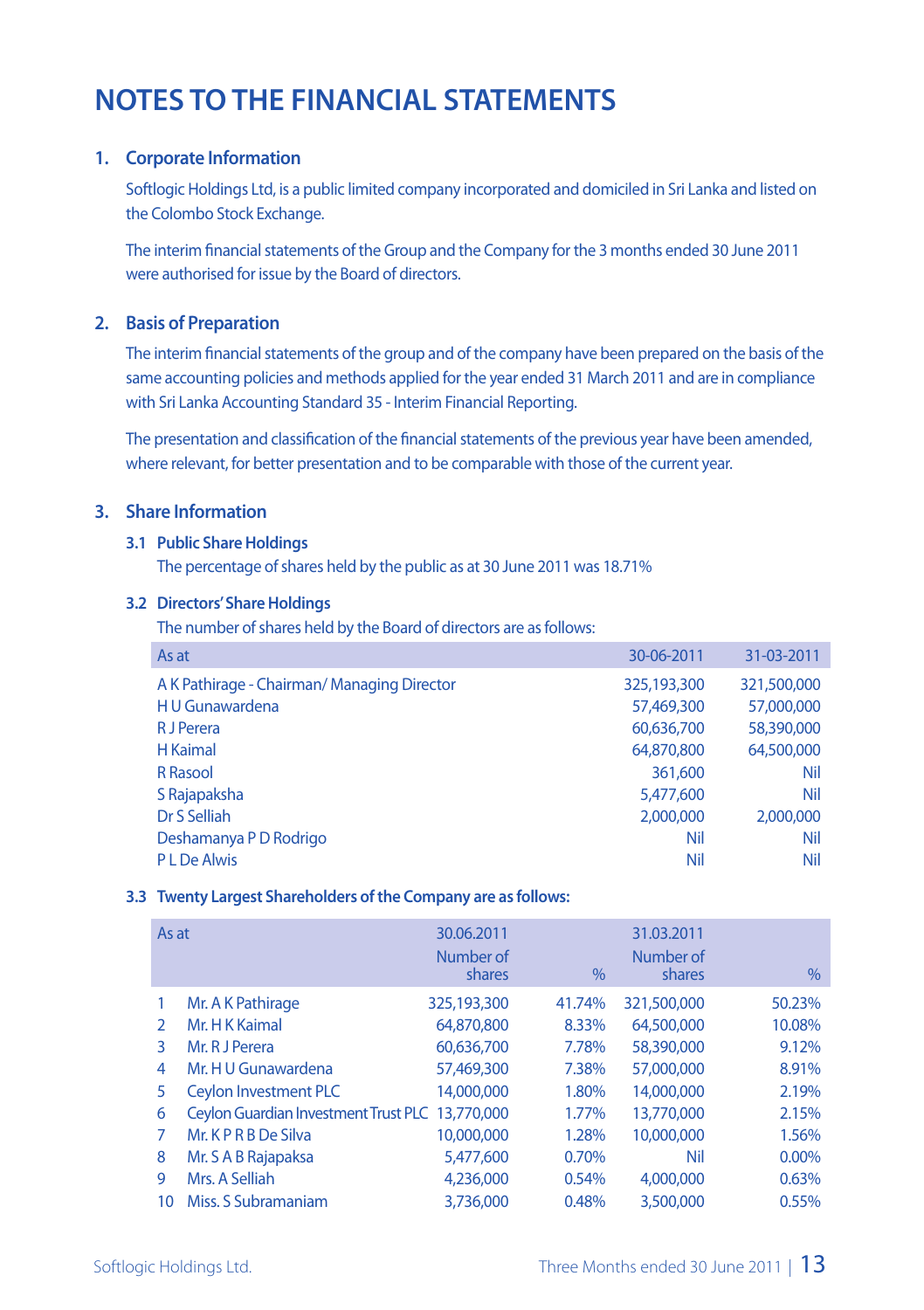# NOTES TO THE FINANCIAL STATEMENTS

## 1. Corporate Information

Softlogic Holdings Ltd, is a public limited company incorporated and domiciled in Sri Lanka and listed on the Colombo Stock Exchange.

The interim financial statements of the Group and the Company for the 3 months ended 30 June 2011 were authorised for issue by the Board of directors.

## 2. Basis of Preparation

The interim financial statements of the group and of the company have been prepared on the basis of the same accounting policies and methods applied for the year ended 31 March 2011 and are in compliance with Sri Lanka Accounting Standard 35 - Interim Financial Reporting.

The presentation and classification of the financial statements of the previous year have been amended, where relevant, for better presentation and to be comparable with those of the current year.

## 3. Share Information

### 3.1 Public Share Holdings

The percentage of shares held by the public as at 30 June 2011 was 18.71%

### 3.2 Directors' Share Holdings

The number of shares held by the Board of directors are as follows:

| As at | 30-06-2011 | 31-03-2011 |
|---|---|---|
| A K Pathirage - Chairman/ Managing Director | 325,193,300 | 321,500,000 |
| H U Gunawardena | 57,469,300 | 57,000,000 |
| R J Perera | 60,636,700 | 58,390,000 |
| H Kaimal | 64,870,800 | 64,500,000 |
| R Rasool | 361,600 | Nil |
| S Rajapaksha | 5,477,600 | Nil |
| Dr S Selliah | 2,000,000 | 2,000,000 |
| Deshamanya P D Rodrigo | Nil | Nil |
| P L De Alwis | Nil | Nil |

### 3.3 Twenty Largest Shareholders of the Company are as follows:

| As at | | 30.06.2011 Number of shares | % | 31.03.2011 Number of shares | % |
|---|---|---|---|---|---|
| 1 | Mr. A K Pathirage | 325,193,300 | 41.74% | 321,500,000 | 50.23% |
| 2 | Mr. H K Kaimal | 64,870,800 | 8.33% | 64,500,000 | 10.08% |
| 3 | Mr. R J Perera | 60,636,700 | 7.78% | 58,390,000 | 9.12% |
| 4 | Mr. H U Gunawardena | 57,469,300 | 7.38% | 57,000,000 | 8.91% |
| 5 | Ceylon Investment PLC | 14,000,000 | 1.80% | 14,000,000 | 2.19% |
| 6 | Ceylon Guardian Investment Trust PLC | 13,770,000 | 1.77% | 13,770,000 | 2.15% |
| 7 | Mr. K P R B De Silva | 10,000,000 | 1.28% | 10,000,000 | 1.56% |
| 8 | Mr. S A B Rajapaksa | 5,477,600 | 0.70% | Nil | 0.00% |
| 9 | Mrs. A Selliah | 4,236,000 | 0.54% | 4,000,000 | 0.63% |
| 10 | Miss. S Subramaniam | 3,736,000 | 0.48% | 3,500,000 | 0.55% |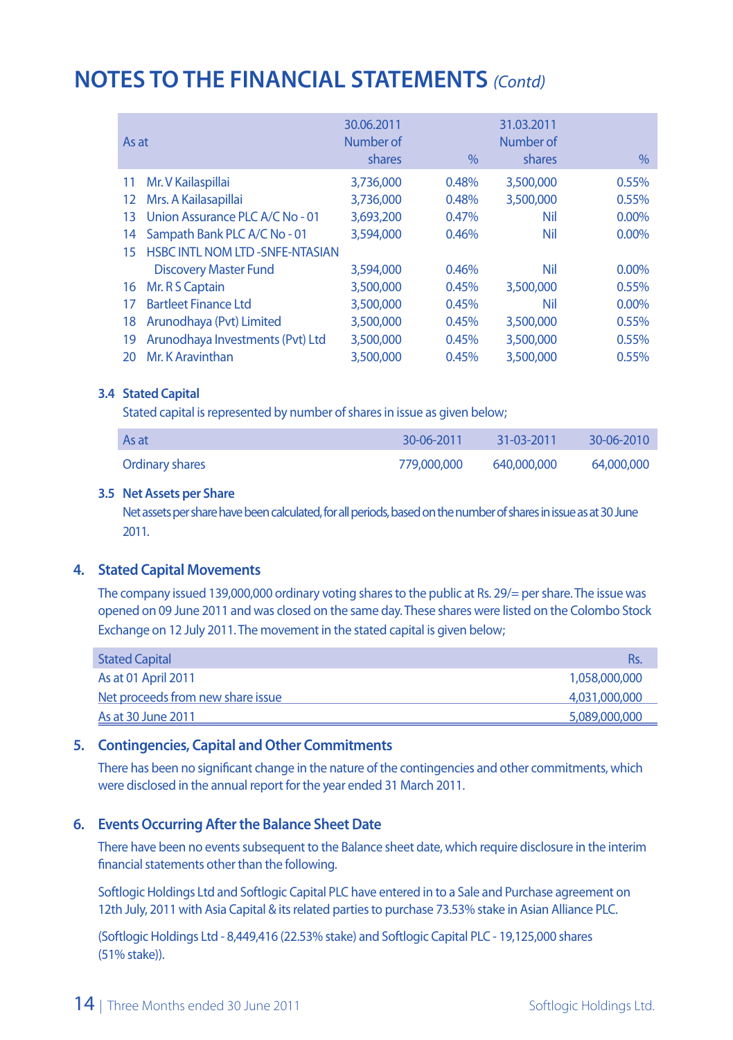# NOTES TO THE FINANCIAL STATEMENTS *(Contd)*

| As at | 30.06.2011 Number of shares | % | 31.03.2011 Number of shares | % |
|---|---|---|---|---|
| 11 Mr. V Kailaspillai | 3,736,000 | 0.48% | 3,500,000 | 0.55% |
| 12 Mrs. A Kailasapillai | 3,736,000 | 0.48% | 3,500,000 | 0.55% |
| 13 Union Assurance PLC A/C No - 01 | 3,693,200 | 0.47% | Nil | 0.00% |
| 14 Sampath Bank PLC A/C No - 01 | 3,594,000 | 0.46% | Nil | 0.00% |
| 15 HSBC INTL NOM LTD -SNFE-NTASIAN Discovery Master Fund | 3,594,000 | 0.46% | Nil | 0.00% |
| 16 Mr. R S Captain | 3,500,000 | 0.45% | 3,500,000 | 0.55% |
| 17 Bartleet Finance Ltd | 3,500,000 | 0.45% | Nil | 0.00% |
| 18 Arunodhaya (Pvt) Limited | 3,500,000 | 0.45% | 3,500,000 | 0.55% |
| 19 Arunodhaya Investments (Pvt) Ltd | 3,500,000 | 0.45% | 3,500,000 | 0.55% |
| 20 Mr. K Aravinthan | 3,500,000 | 0.45% | 3,500,000 | 0.55% |

### 3.4 Stated Capital

Stated capital is represented by number of shares in issue as given below;

| As at | 30-06-2011 | 31-03-2011 | 30-06-2010 |
|---|---|---|---|
| Ordinary shares | 779,000,000 | 640,000,000 | 64,000,000 |

### 3.5 Net Assets per Share

Net assets per share have been calculated, for all periods, based on the number of shares in issue as at 30 June 2011.

## 4. Stated Capital Movements

The company issued 139,000,000 ordinary voting shares to the public at Rs. 29/= per share. The issue was opened on 09 June 2011 and was closed on the same day. These shares were listed on the Colombo Stock Exchange on 12 July 2011. The movement in the stated capital is given below;

| Stated Capital | Rs. |
|---|---|
| As at 01 April 2011 | 1,058,000,000 |
| Net proceeds from new share issue | 4,031,000,000 |
| As at 30 June 2011 | 5,089,000,000 |

## 5. Contingencies, Capital and Other Commitments

There has been no significant change in the nature of the contingencies and other commitments, which were disclosed in the annual report for the year ended 31 March 2011.

## 6. Events Occurring After the Balance Sheet Date

There have been no events subsequent to the Balance sheet date, which require disclosure in the interim financial statements other than the following.

Softlogic Holdings Ltd and Softlogic Capital PLC have entered in to a Sale and Purchase agreement on 12th July, 2011 with Asia Capital & its related parties to purchase 73.53% stake in Asian Alliance PLC.

(Softlogic Holdings Ltd - 8,449,416 (22.53% stake) and Softlogic Capital PLC - 19,125,000 shares (51% stake)).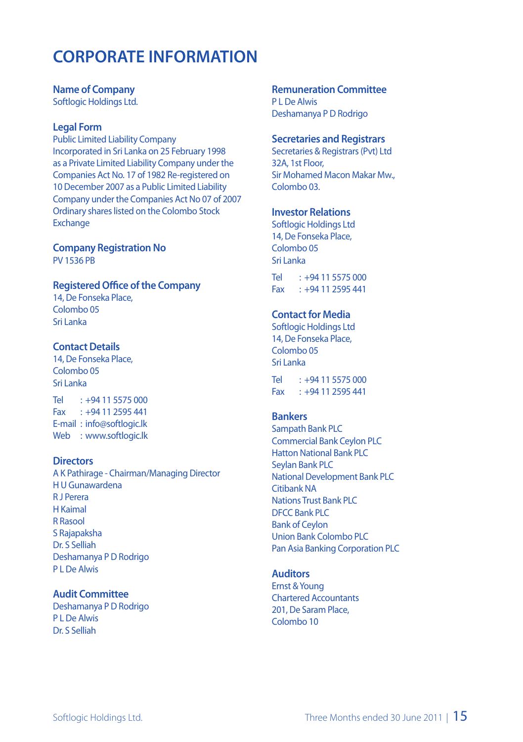# CORPORATE INFORMATION

## Name of Company
Softlogic Holdings Ltd.

## Legal Form
Public Limited Liability Company
Incorporated in Sri Lanka on 25 February 1998 as a Private Limited Liability Company under the Companies Act No. 17 of 1982 Re-registered on 10 December 2007 as a Public Limited Liability Company under the Companies Act No 07 of 2007
Ordinary shares listed on the Colombo Stock Exchange

## Company Registration No
PV 1536 PB

## Registered Office of the Company
14, De Fonseka Place,
Colombo 05
Sri Lanka

## Contact Details
14, De Fonseka Place,
Colombo 05
Sri Lanka

Tel : +94 11 5575 000
Fax : +94 11 2595 441
E-mail : info@softlogic.lk
Web : www.softlogic.lk

## Directors
A K Pathirage - Chairman/Managing Director
H U Gunawardena
R J Perera
H Kaimal
R Rasool
S Rajapaksha
Dr. S Selliah
Deshamanya P D Rodrigo
P L De Alwis

## Audit Committee
Deshamanya P D Rodrigo
P L De Alwis
Dr. S Selliah

## Remuneration Committee
P L De Alwis
Deshamanya P D Rodrigo

## Secretaries and Registrars
Secretaries & Registrars (Pvt) Ltd
32A, 1st Floor,
Sir Mohamed Macon Makar Mw.,
Colombo 03.

## Investor Relations
Softlogic Holdings Ltd
14, De Fonseka Place,
Colombo 05
Sri Lanka

Tel : +94 11 5575 000
Fax : +94 11 2595 441

## Contact for Media
Softlogic Holdings Ltd
14, De Fonseka Place,
Colombo 05
Sri Lanka

Tel : +94 11 5575 000
Fax : +94 11 2595 441

## Bankers
Sampath Bank PLC
Commercial Bank Ceylon PLC
Hatton National Bank PLC
Seylan Bank PLC
National Development Bank PLC
Citibank NA
Nations Trust Bank PLC
DFCC Bank PLC
Bank of Ceylon
Union Bank Colombo PLC
Pan Asia Banking Corporation PLC

## Auditors
Ernst & Young
Chartered Accountants
201, De Saram Place,
Colombo 10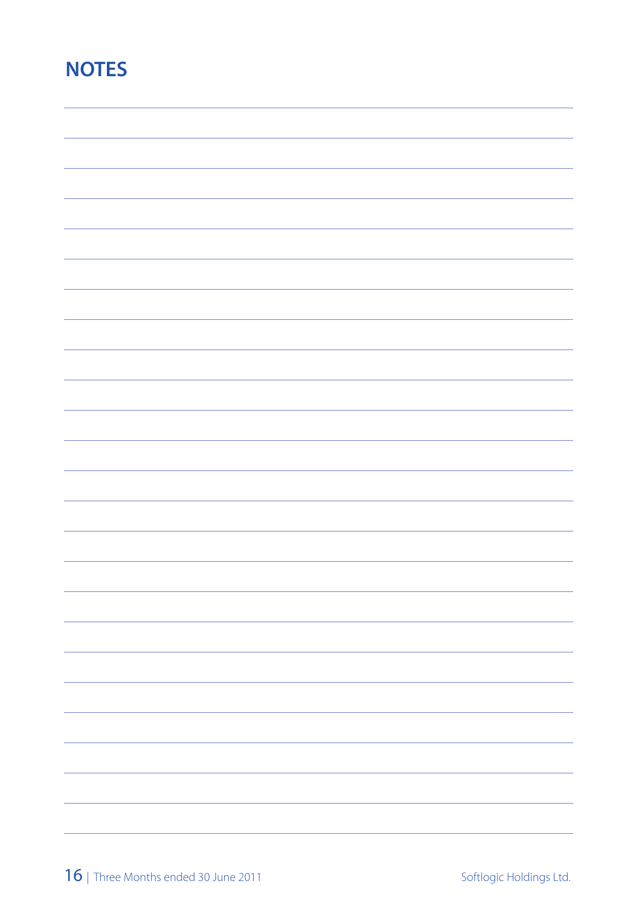# NOTES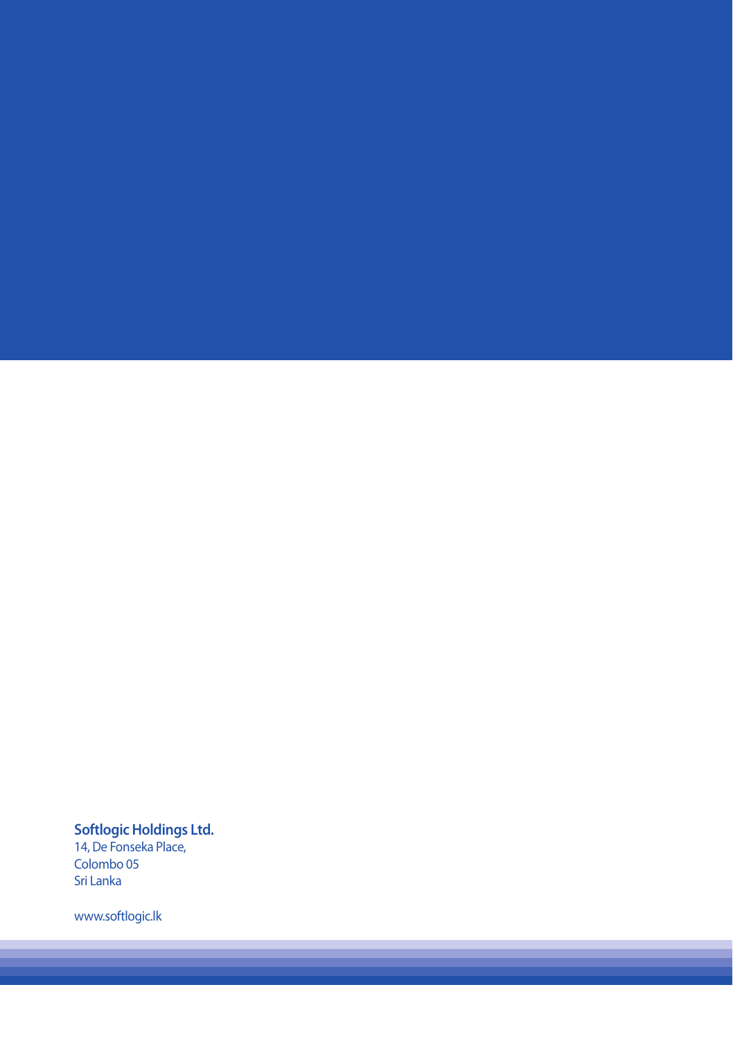**Softlogic Holdings Ltd.**
14, De Fonseka Place,
Colombo 05
Sri Lanka

www.softlogic.lk